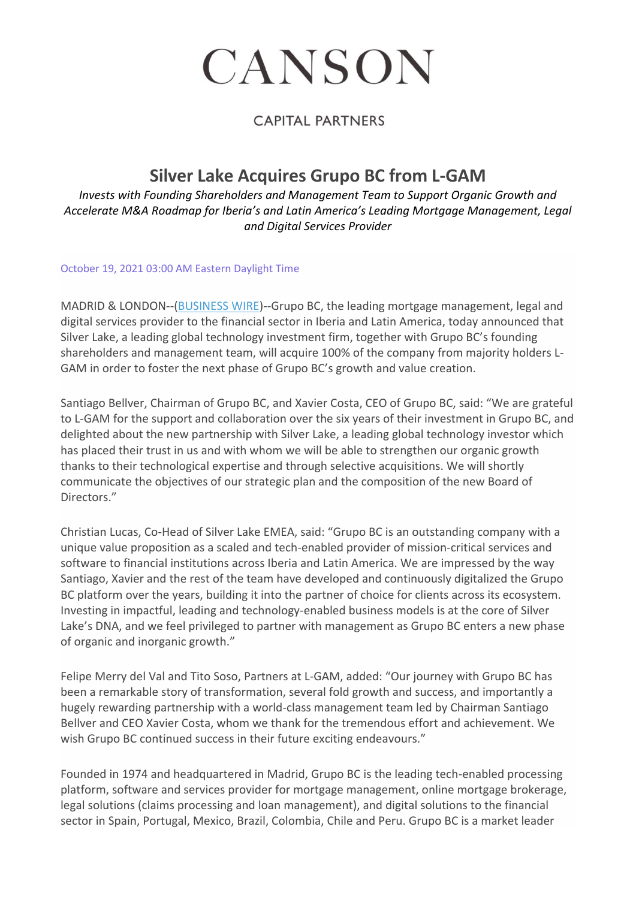# CANSON

CAPITAL PARTNERS

## Silver Lake Acquires Grupo BC from L-GAM

*Invests with Founding Shareholders and Management Team to Support Organic Growth and Accelerate M&A Roadmap for Iberia's and Latin America's Leading Mortgage Management, Legal and Digital Services Provider*

October 19, 2021 03:00 AM Eastern Daylight Time

MADRID & LONDON--(BUSINESS WIRE)--Grupo BC, the leading mortgage management, legal and digital services provider to the financial sector in Iberia and Latin America, today announced that Silver Lake, a leading global technology investment firm, together with Grupo BC's founding shareholders and management team, will acquire 100% of the company from majority holders L-GAM in order to foster the next phase of Grupo BC's growth and value creation.

Santiago Bellver, Chairman of Grupo BC, and Xavier Costa, CEO of Grupo BC, said: "We are grateful to L-GAM for the support and collaboration over the six years of their investment in Grupo BC, and delighted about the new partnership with Silver Lake, a leading global technology investor which has placed their trust in us and with whom we will be able to strengthen our organic growth thanks to their technological expertise and through selective acquisitions. We will shortly communicate the objectives of our strategic plan and the composition of the new Board of Directors."

Christian Lucas, Co-Head of Silver Lake EMEA, said: "Grupo BC is an outstanding company with a unique value proposition as a scaled and tech-enabled provider of mission-critical services and software to financial institutions across Iberia and Latin America. We are impressed by the way Santiago, Xavier and the rest of the team have developed and continuously digitalized the Grupo BC platform over the years, building it into the partner of choice for clients across its ecosystem. Investing in impactful, leading and technology-enabled business models is at the core of Silver Lake's DNA, and we feel privileged to partner with management as Grupo BC enters a new phase of organic and inorganic growth."

Felipe Merry del Val and Tito Soso, Partners at L-GAM, added: "Our journey with Grupo BC has been a remarkable story of transformation, several fold growth and success, and importantly a hugely rewarding partnership with a world-class management team led by Chairman Santiago Bellver and CEO Xavier Costa, whom we thank for the tremendous effort and achievement. We wish Grupo BC continued success in their future exciting endeavours."

Founded in 1974 and headquartered in Madrid, Grupo BC is the leading tech-enabled processing platform, software and services provider for mortgage management, online mortgage brokerage, legal solutions (claims processing and loan management), and digital solutions to the financial sector in Spain, Portugal, Mexico, Brazil, Colombia, Chile and Peru. Grupo BC is a market leader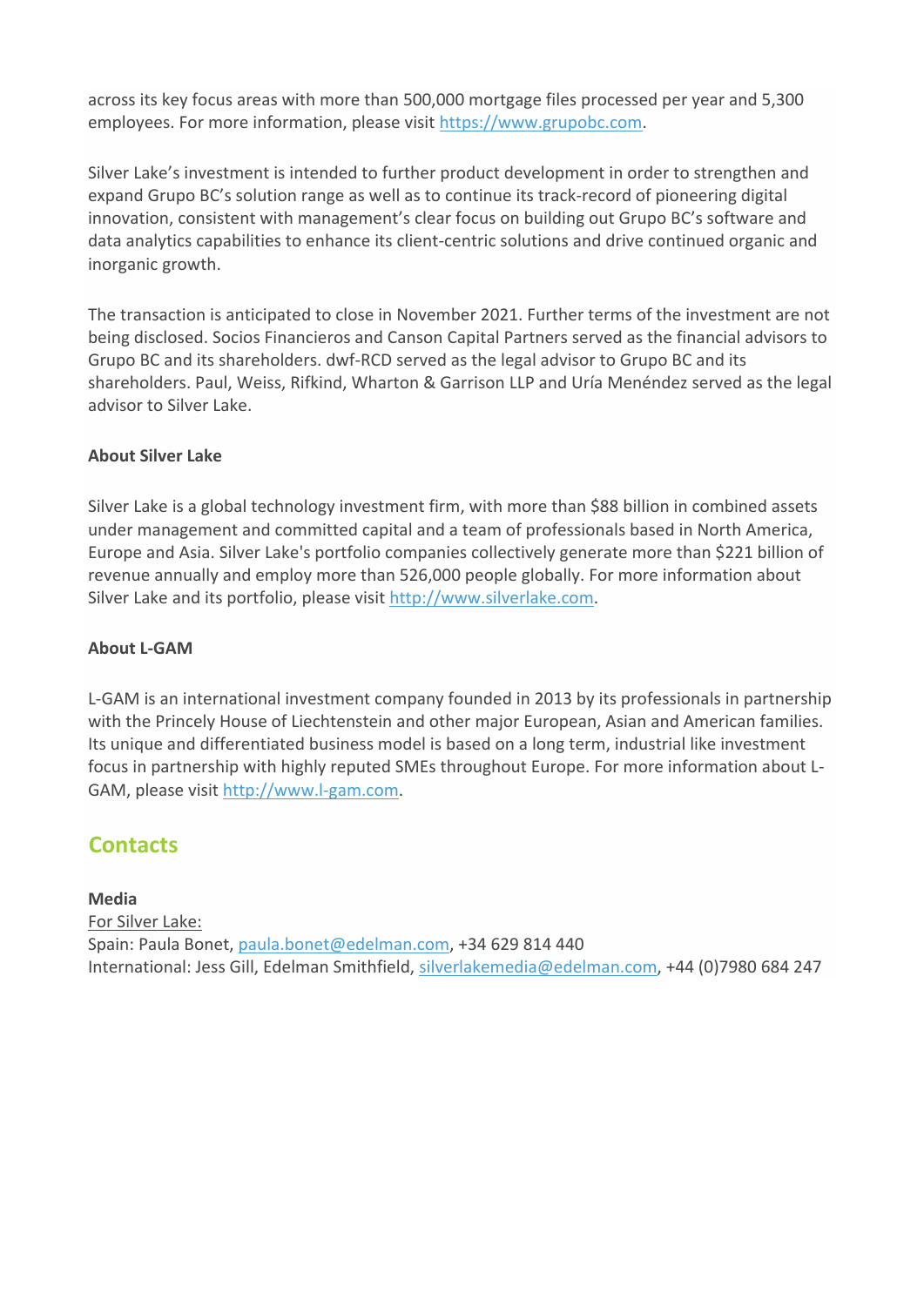across its key focus areas with more than 500,000 mortgage files processed per year and 5,300 employees. For more information, please visit https://www.grupobc.com.

Silver Lake's investment is intended to further product development in order to strengthen and expand Grupo BC's solution range as well as to continue its track-record of pioneering digital innovation, consistent with management's clear focus on building out Grupo BC's software and data analytics capabilities to enhance its client-centric solutions and drive continued organic and inorganic growth.

The transaction is anticipated to close in November 2021. Further terms of the investment are not being disclosed. Socios Financieros and Canson Capital Partners served as the financial advisors to Grupo BC and its shareholders. dwf-RCD served as the legal advisor to Grupo BC and its shareholders. Paul, Weiss, Rifkind, Wharton & Garrison LLP and Uría Menéndez served as the legal advisor to Silver Lake.

**About Silver Lake**

Silver Lake is a global technology investment firm, with more than $88 billion in combined assets under management and committed capital and a team of professionals based in North America, Europe and Asia. Silver Lake's portfolio companies collectively generate more than $221 billion of revenue annually and employ more than 526,000 people globally. For more information about Silver Lake and its portfolio, please visit http://www.silverlake.com.

**About L-GAM**

L-GAM is an international investment company founded in 2013 by its professionals in partnership with the Princely House of Liechtenstein and other major European, Asian and American families. Its unique and differentiated business model is based on a long term, industrial like investment focus in partnership with highly reputed SMEs throughout Europe. For more information about L-GAM, please visit http://www.l-gam.com.

## Contacts

**Media**
For Silver Lake:
Spain: Paula Bonet, paula.bonet@edelman.com, +34 629 814 440
International: Jess Gill, Edelman Smithfield, silverlakemedia@edelman.com, +44 (0)7980 684 247